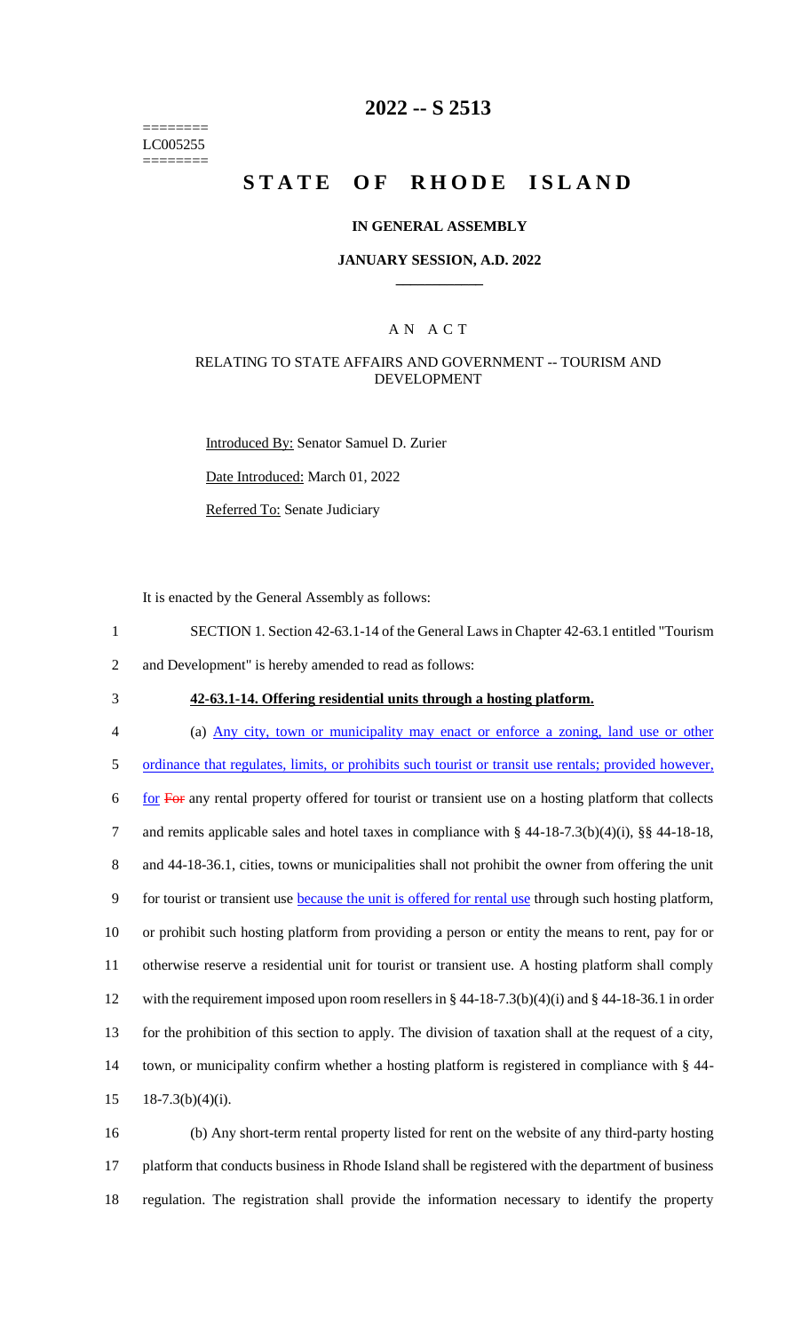========
LC005255
========

# 2022 -- S 2513

# STATE OF RHODE ISLAND

## IN GENERAL ASSEMBLY

### JANUARY SESSION, A.D. 2022

---

### A N A C T

#### RELATING TO STATE AFFAIRS AND GOVERNMENT -- TOURISM AND DEVELOPMENT

Introduced By: Senator Samuel D. Zurier

Date Introduced: March 01, 2022

Referred To: Senate Judiciary

It is enacted by the General Assembly as follows:

1 SECTION 1. Section 42-63.1-14 of the General Laws in Chapter 42-63.1 entitled "Tourism
2 and Development" is hereby amended to read as follows:

3 **42-63.1-14. Offering residential units through a hosting platform.**

4 (a) Any city, town or municipality may enact or enforce a zoning, land use or other
5 ordinance that regulates, limits, or prohibits such tourist or transit use rentals; provided however,
6 for ~~For~~ any rental property offered for tourist or transient use on a hosting platform that collects
7 and remits applicable sales and hotel taxes in compliance with § 44-18-7.3(b)(4)(i), §§ 44-18-18,
8 and 44-18-36.1, cities, towns or municipalities shall not prohibit the owner from offering the unit
9 for tourist or transient use because the unit is offered for rental use through such hosting platform,
10 or prohibit such hosting platform from providing a person or entity the means to rent, pay for or
11 otherwise reserve a residential unit for tourist or transient use. A hosting platform shall comply
12 with the requirement imposed upon room resellers in § 44-18-7.3(b)(4)(i) and § 44-18-36.1 in order
13 for the prohibition of this section to apply. The division of taxation shall at the request of a city,
14 town, or municipality confirm whether a hosting platform is registered in compliance with § 44-
15 18-7.3(b)(4)(i).

16 (b) Any short-term rental property listed for rent on the website of any third-party hosting
17 platform that conducts business in Rhode Island shall be registered with the department of business
18 regulation. The registration shall provide the information necessary to identify the property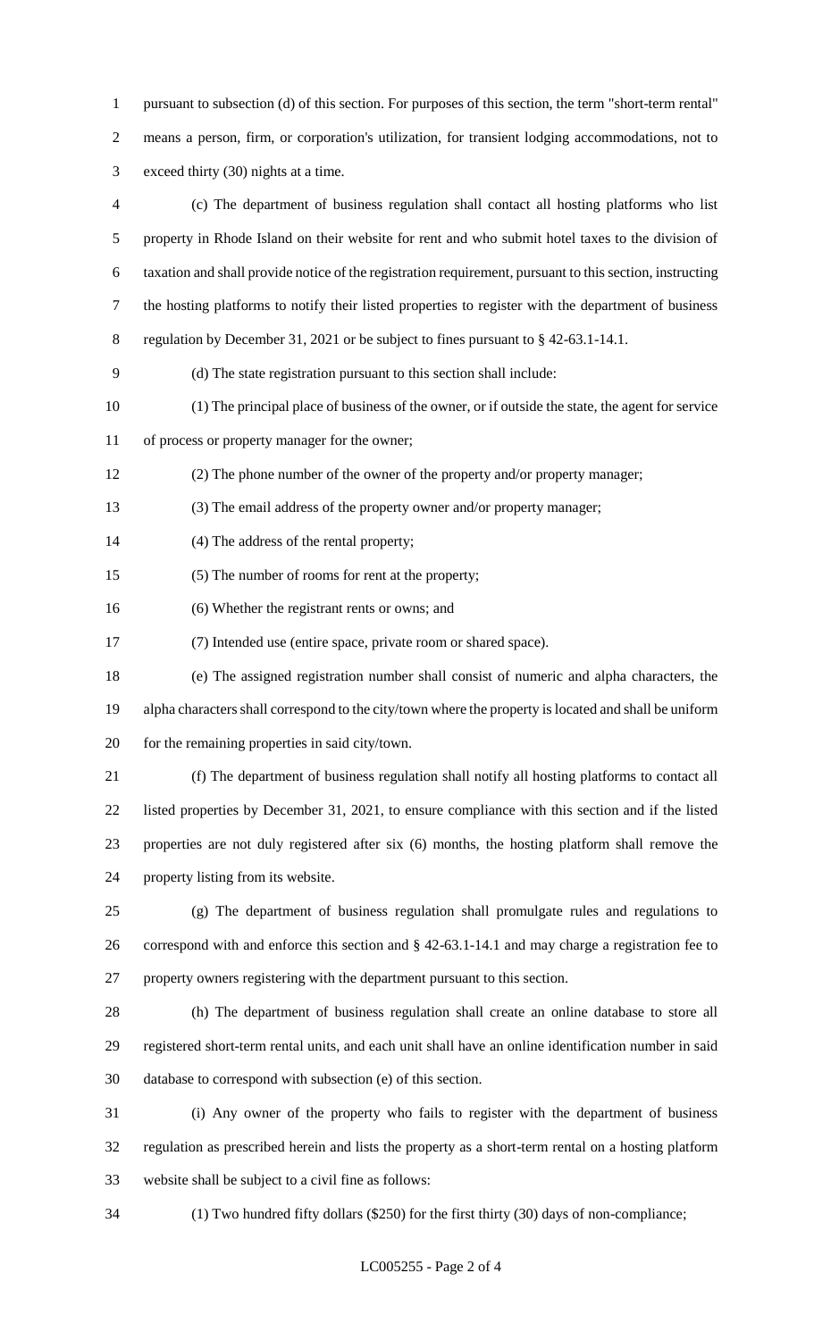pursuant to subsection (d) of this section. For purposes of this section, the term "short-term rental" means a person, firm, or corporation's utilization, for transient lodging accommodations, not to exceed thirty (30) nights at a time.

(c) The department of business regulation shall contact all hosting platforms who list property in Rhode Island on their website for rent and who submit hotel taxes to the division of taxation and shall provide notice of the registration requirement, pursuant to this section, instructing the hosting platforms to notify their listed properties to register with the department of business regulation by December 31, 2021 or be subject to fines pursuant to § 42-63.1-14.1.

(d) The state registration pursuant to this section shall include:

(1) The principal place of business of the owner, or if outside the state, the agent for service of process or property manager for the owner;

(2) The phone number of the owner of the property and/or property manager;

(3) The email address of the property owner and/or property manager;

(4) The address of the rental property;

(5) The number of rooms for rent at the property;

(6) Whether the registrant rents or owns; and

(7) Intended use (entire space, private room or shared space).

(e) The assigned registration number shall consist of numeric and alpha characters, the alpha characters shall correspond to the city/town where the property is located and shall be uniform for the remaining properties in said city/town.

(f) The department of business regulation shall notify all hosting platforms to contact all listed properties by December 31, 2021, to ensure compliance with this section and if the listed properties are not duly registered after six (6) months, the hosting platform shall remove the property listing from its website.

(g) The department of business regulation shall promulgate rules and regulations to correspond with and enforce this section and § 42-63.1-14.1 and may charge a registration fee to property owners registering with the department pursuant to this section.

(h) The department of business regulation shall create an online database to store all registered short-term rental units, and each unit shall have an online identification number in said database to correspond with subsection (e) of this section.

(i) Any owner of the property who fails to register with the department of business regulation as prescribed herein and lists the property as a short-term rental on a hosting platform website shall be subject to a civil fine as follows:

(1) Two hundred fifty dollars ($250) for the first thirty (30) days of non-compliance;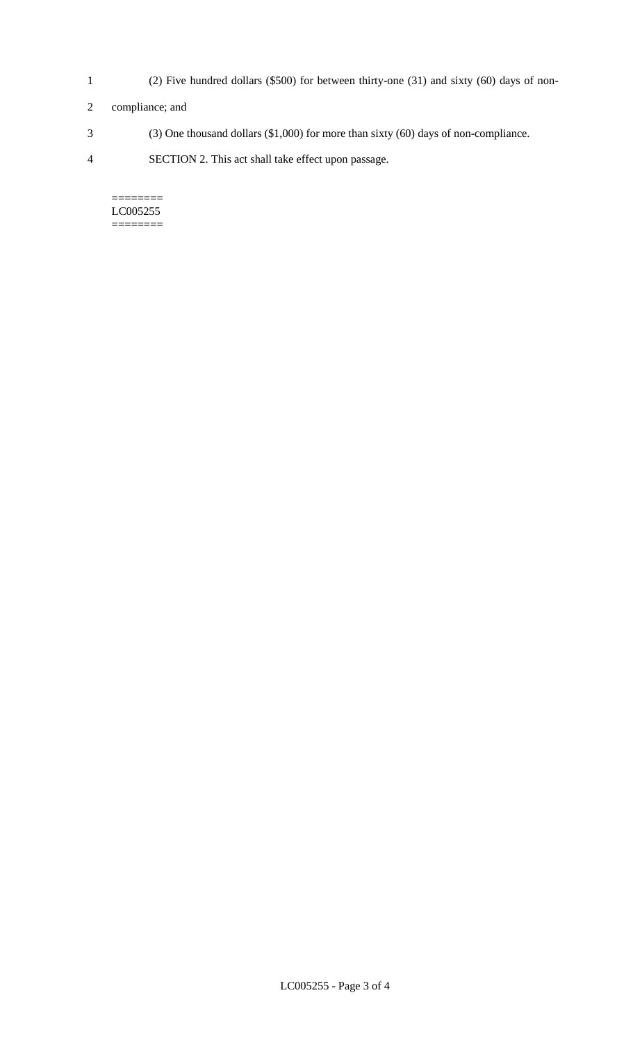(2) Five hundred dollars ($500) for between thirty-one (31) and sixty (60) days of non-compliance; and

(3) One thousand dollars ($1,000) for more than sixty (60) days of non-compliance.

SECTION 2. This act shall take effect upon passage.

========
LC005255
========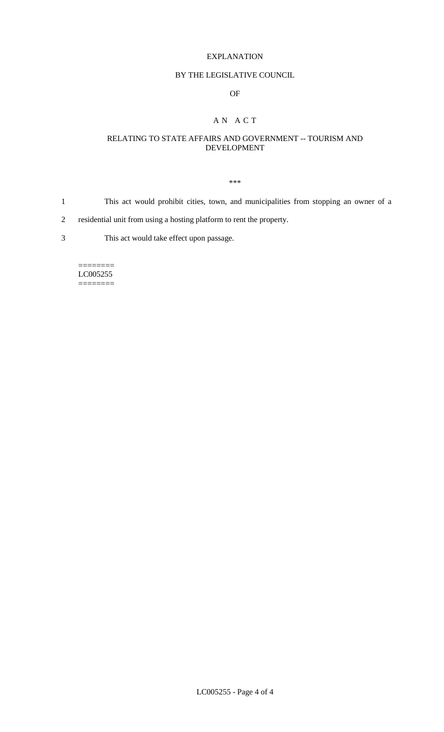EXPLANATION

BY THE LEGISLATIVE COUNCIL

OF

A N A C T

RELATING TO STATE AFFAIRS AND GOVERNMENT -- TOURISM AND DEVELOPMENT

\*\*\*

1 This act would prohibit cities, town, and municipalities from stopping an owner of a

2 residential unit from using a hosting platform to rent the property.

3 This act would take effect upon passage.

========
LC005255
========